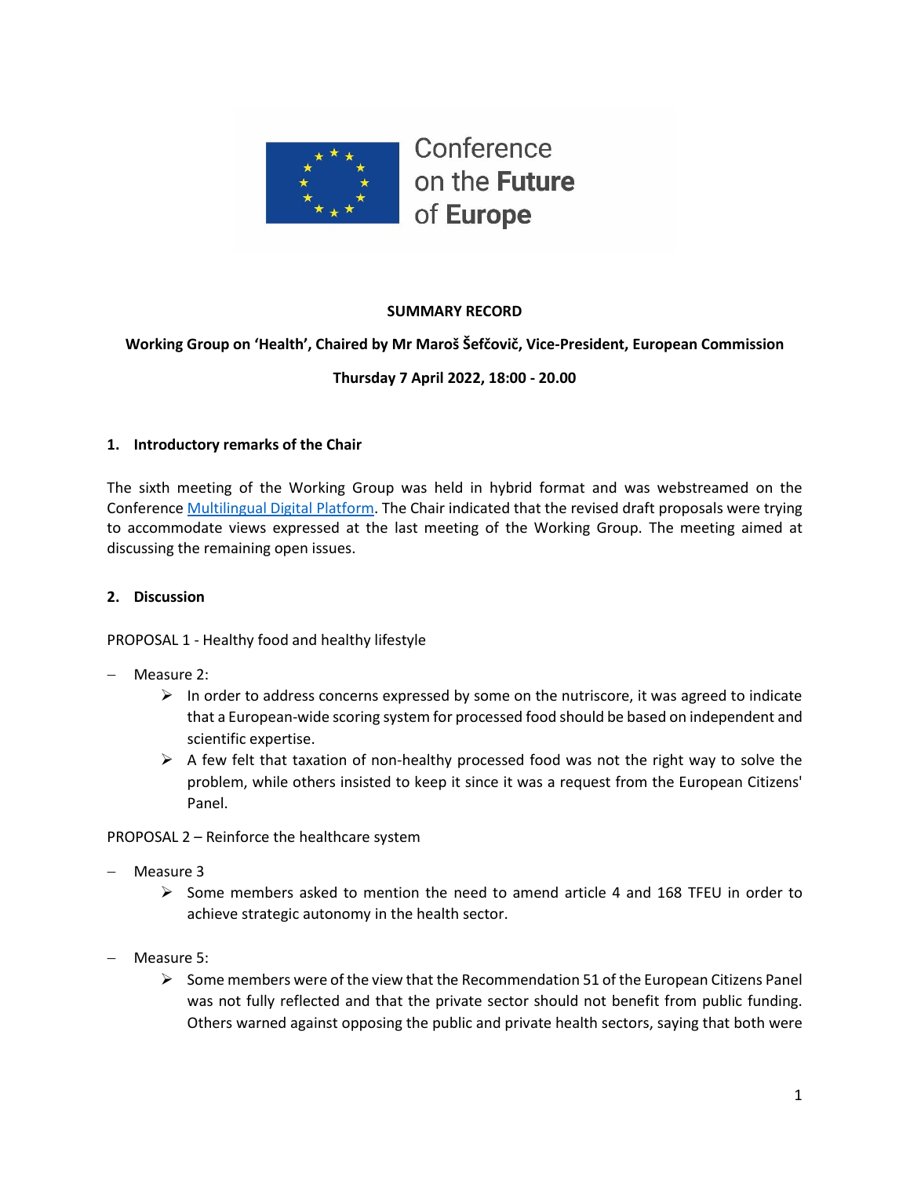Conference on the **Future** of **Europe**

**SUMMARY RECORD**

**Working Group on 'Health', Chaired by Mr Maroš Šefčovič, Vice-President, European Commission**

**Thursday 7 April 2022, 18:00 - 20.00**

## 1. Introductory remarks of the Chair

The sixth meeting of the Working Group was held in hybrid format and was webstreamed on the Conference [Multilingual Digital Platform](). The Chair indicated that the revised draft proposals were trying to accommodate views expressed at the last meeting of the Working Group. The meeting aimed at discussing the remaining open issues.

## 2. Discussion

PROPOSAL 1 - Healthy food and healthy lifestyle

- Measure 2:
  - In order to address concerns expressed by some on the nutriscore, it was agreed to indicate that a European-wide scoring system for processed food should be based on independent and scientific expertise.
  - A few felt that taxation of non-healthy processed food was not the right way to solve the problem, while others insisted to keep it since it was a request from the European Citizens' Panel.

PROPOSAL 2 – Reinforce the healthcare system

- Measure 3
  - Some members asked to mention the need to amend article 4 and 168 TFEU in order to achieve strategic autonomy in the health sector.

- Measure 5:
  - Some members were of the view that the Recommendation 51 of the European Citizens Panel was not fully reflected and that the private sector should not benefit from public funding. Others warned against opposing the public and private health sectors, saying that both were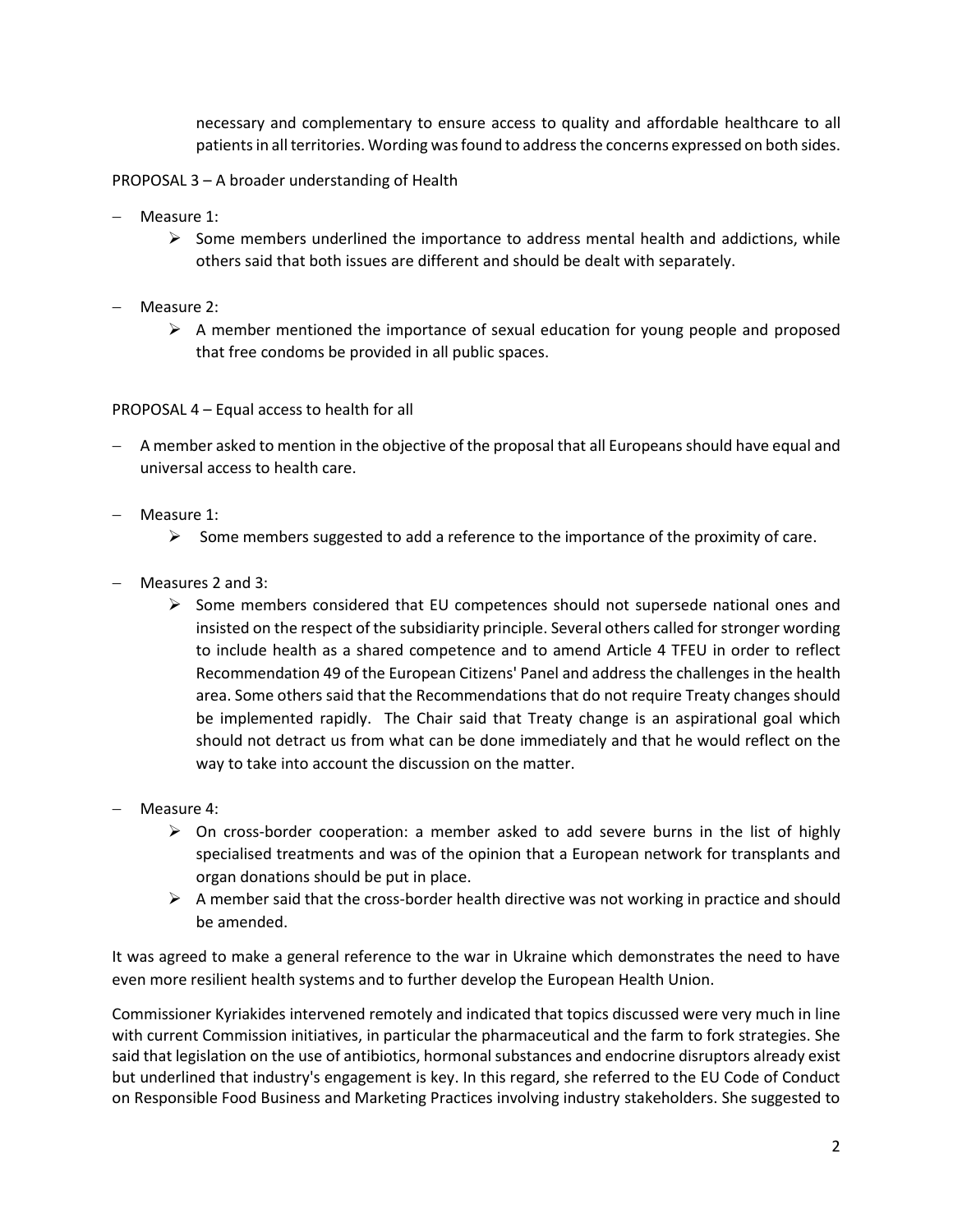necessary and complementary to ensure access to quality and affordable healthcare to all patients in all territories. Wording was found to address the concerns expressed on both sides.

PROPOSAL 3 – A broader understanding of Health

- Measure 1:
  - Some members underlined the importance to address mental health and addictions, while others said that both issues are different and should be dealt with separately.

- Measure 2:
  - A member mentioned the importance of sexual education for young people and proposed that free condoms be provided in all public spaces.

PROPOSAL 4 – Equal access to health for all

- A member asked to mention in the objective of the proposal that all Europeans should have equal and universal access to health care.

- Measure 1:
  - Some members suggested to add a reference to the importance of the proximity of care.

- Measures 2 and 3:
  - Some members considered that EU competences should not supersede national ones and insisted on the respect of the subsidiarity principle. Several others called for stronger wording to include health as a shared competence and to amend Article 4 TFEU in order to reflect Recommendation 49 of the European Citizens' Panel and address the challenges in the health area. Some others said that the Recommendations that do not require Treaty changes should be implemented rapidly. The Chair said that Treaty change is an aspirational goal which should not detract us from what can be done immediately and that he would reflect on the way to take into account the discussion on the matter.

- Measure 4:
  - On cross-border cooperation: a member asked to add severe burns in the list of highly specialised treatments and was of the opinion that a European network for transplants and organ donations should be put in place.
  - A member said that the cross-border health directive was not working in practice and should be amended.

It was agreed to make a general reference to the war in Ukraine which demonstrates the need to have even more resilient health systems and to further develop the European Health Union.

Commissioner Kyriakides intervened remotely and indicated that topics discussed were very much in line with current Commission initiatives, in particular the pharmaceutical and the farm to fork strategies. She said that legislation on the use of antibiotics, hormonal substances and endocrine disruptors already exist but underlined that industry's engagement is key. In this regard, she referred to the EU Code of Conduct on Responsible Food Business and Marketing Practices involving industry stakeholders. She suggested to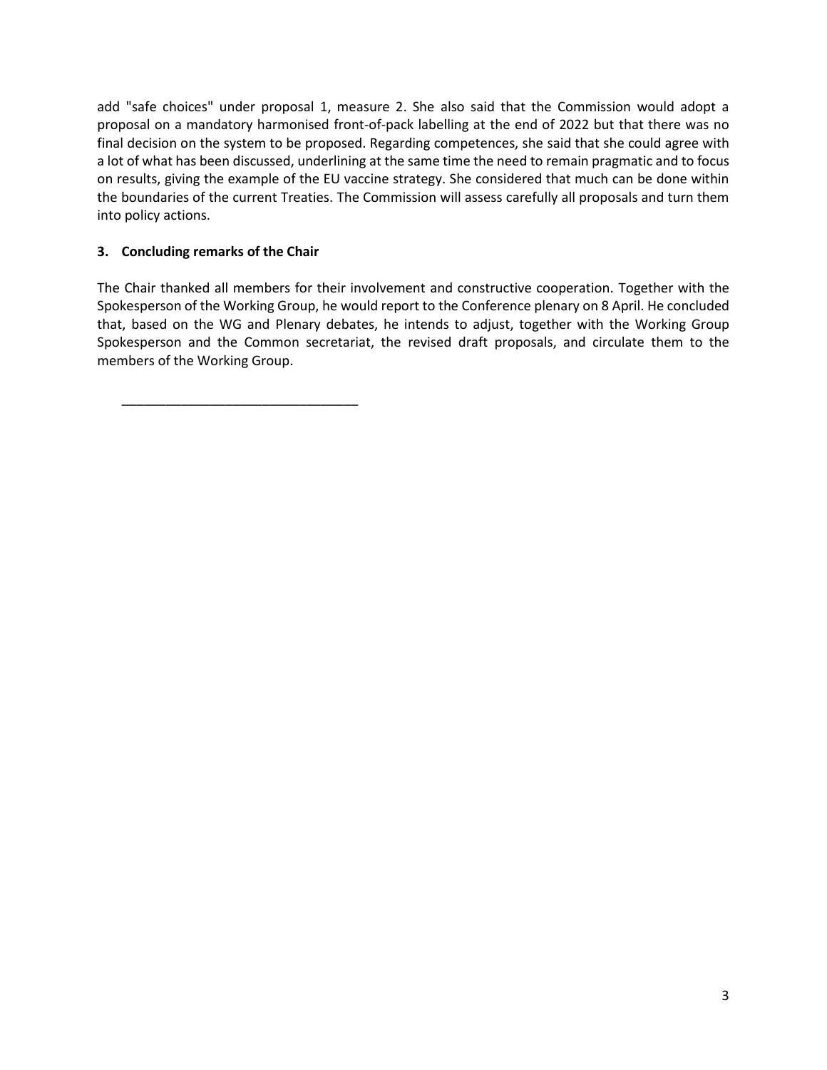add "safe choices" under proposal 1, measure 2. She also said that the Commission would adopt a proposal on a mandatory harmonised front-of-pack labelling at the end of 2022 but that there was no final decision on the system to be proposed. Regarding competences, she said that she could agree with a lot of what has been discussed, underlining at the same time the need to remain pragmatic and to focus on results, giving the example of the EU vaccine strategy. She considered that much can be done within the boundaries of the current Treaties. The Commission will assess carefully all proposals and turn them into policy actions.

### 3. Concluding remarks of the Chair

The Chair thanked all members for their involvement and constructive cooperation. Together with the Spokesperson of the Working Group, he would report to the Conference plenary on 8 April. He concluded that, based on the WG and Plenary debates, he intends to adjust, together with the Working Group Spokesperson and the Common secretariat, the revised draft proposals, and circulate them to the members of the Working Group.

________________________________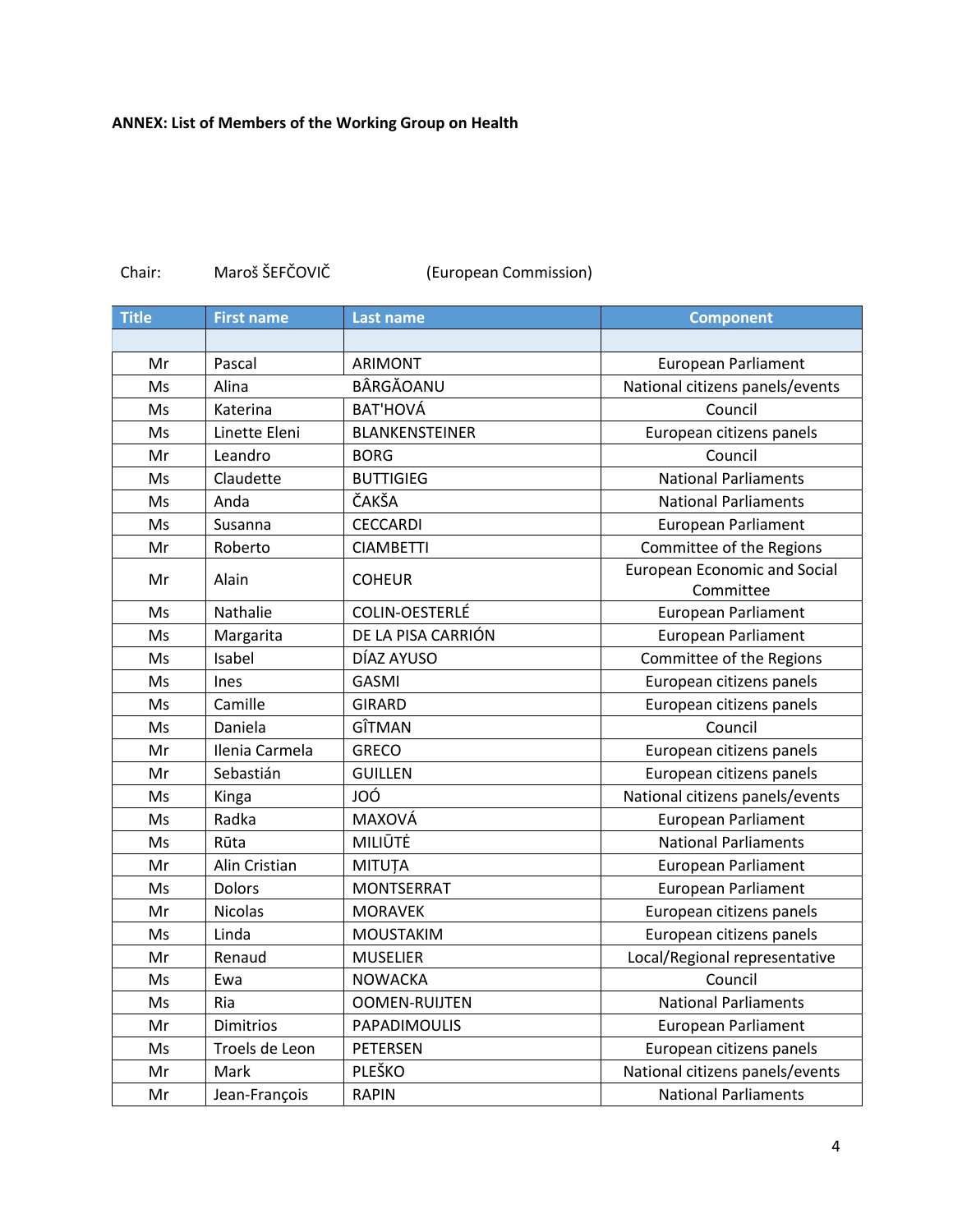**ANNEX: List of Members of the Working Group on Health**

Chair: Maroš ŠEFČOVIČ (European Commission)

| Title | First name | Last name | Component |
|---|---|---|---|
| | | | |
| Mr | Pascal | ARIMONT | European Parliament |
| Ms | Alina | BÂRGĂOANU | National citizens panels/events |
| Ms | Katerina | BAT'HOVÁ | Council |
| Ms | Linette Eleni | BLANKENSTEINER | European citizens panels |
| Mr | Leandro | BORG | Council |
| Ms | Claudette | BUTTIGIEG | National Parliaments |
| Ms | Anda | ČAKŠA | National Parliaments |
| Ms | Susanna | CECCARDI | European Parliament |
| Mr | Roberto | CIAMBETTI | Committee of the Regions |
| Mr | Alain | COHEUR | European Economic and Social Committee |
| Ms | Nathalie | COLIN-OESTERLÉ | European Parliament |
| Ms | Margarita | DE LA PISA CARRIÓN | European Parliament |
| Ms | Isabel | DÍAZ AYUSO | Committee of the Regions |
| Ms | Ines | GASMI | European citizens panels |
| Ms | Camille | GIRARD | European citizens panels |
| Ms | Daniela | GÎTMAN | Council |
| Mr | Ilenia Carmela | GRECO | European citizens panels |
| Mr | Sebastián | GUILLEN | European citizens panels |
| Ms | Kinga | JOÓ | National citizens panels/events |
| Ms | Radka | MAXOVÁ | European Parliament |
| Ms | Rūta | MILIŪTĖ | National Parliaments |
| Mr | Alin Cristian | MITUȚA | European Parliament |
| Ms | Dolors | MONTSERRAT | European Parliament |
| Mr | Nicolas | MORAVEK | European citizens panels |
| Ms | Linda | MOUSTAKIM | European citizens panels |
| Mr | Renaud | MUSELIER | Local/Regional representative |
| Ms | Ewa | NOWACKA | Council |
| Ms | Ria | OOMEN-RUIJTEN | National Parliaments |
| Mr | Dimitrios | PAPADIMOULIS | European Parliament |
| Ms | Troels de Leon | PETERSEN | European citizens panels |
| Mr | Mark | PLEŠKO | National citizens panels/events |
| Mr | Jean-François | RAPIN | National Parliaments |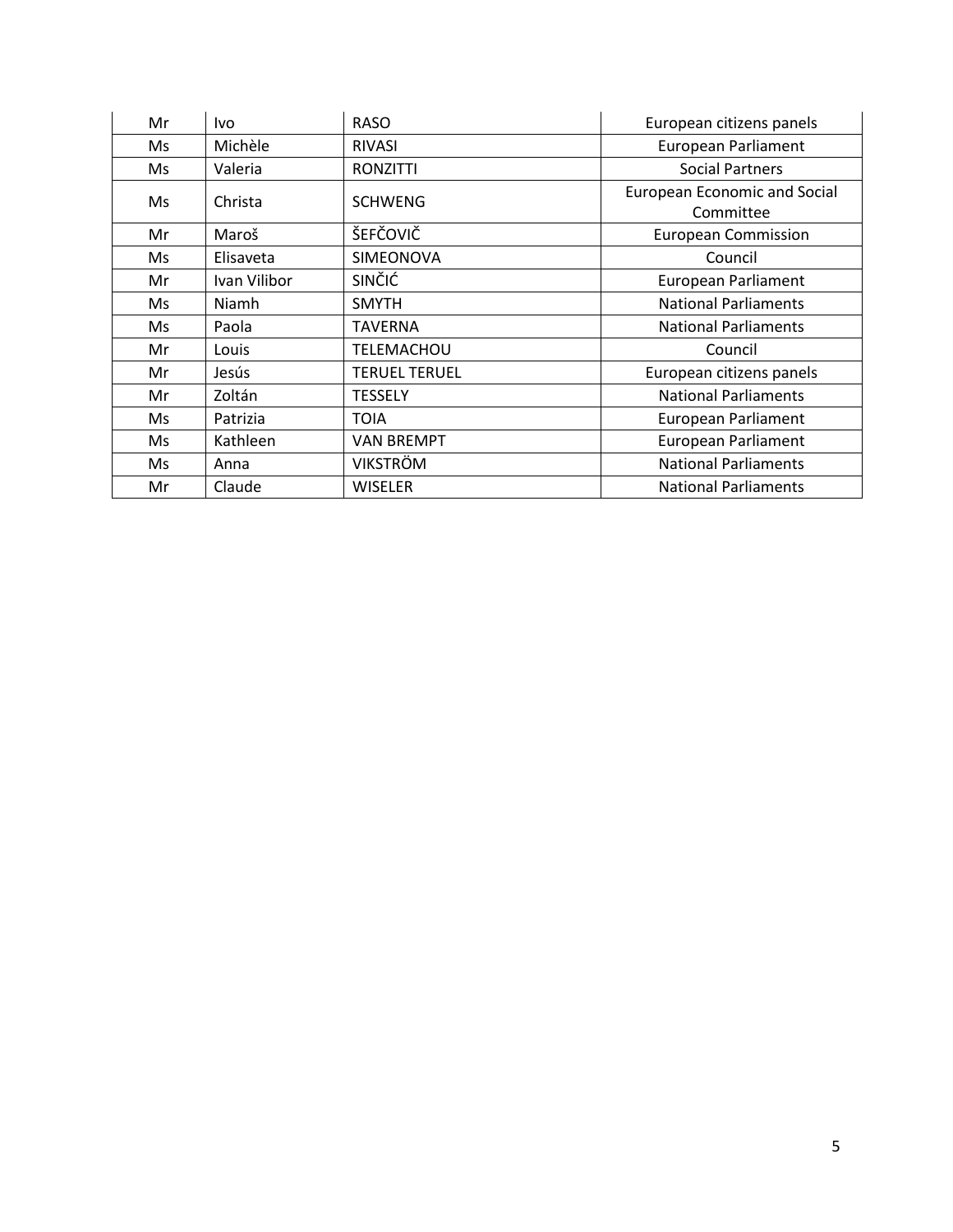| | | | |
|---|---|---|---|
| Mr | Ivo | RASO | European citizens panels |
| Ms | Michèle | RIVASI | European Parliament |
| Ms | Valeria | RONZITTI | Social Partners |
| Ms | Christa | SCHWENG | European Economic and Social Committee |
| Mr | Maroš | ŠEFČOVIČ | European Commission |
| Ms | Elisaveta | SIMEONOVA | Council |
| Mr | Ivan Vilibor | SINČIĆ | European Parliament |
| Ms | Niamh | SMYTH | National Parliaments |
| Ms | Paola | TAVERNA | National Parliaments |
| Mr | Louis | TELEMACHOU | Council |
| Mr | Jesús | TERUEL TERUEL | European citizens panels |
| Mr | Zoltán | TESSELY | National Parliaments |
| Ms | Patrizia | TOIA | European Parliament |
| Ms | Kathleen | VAN BREMPT | European Parliament |
| Ms | Anna | VIKSTRÖM | National Parliaments |
| Mr | Claude | WISELER | National Parliaments |